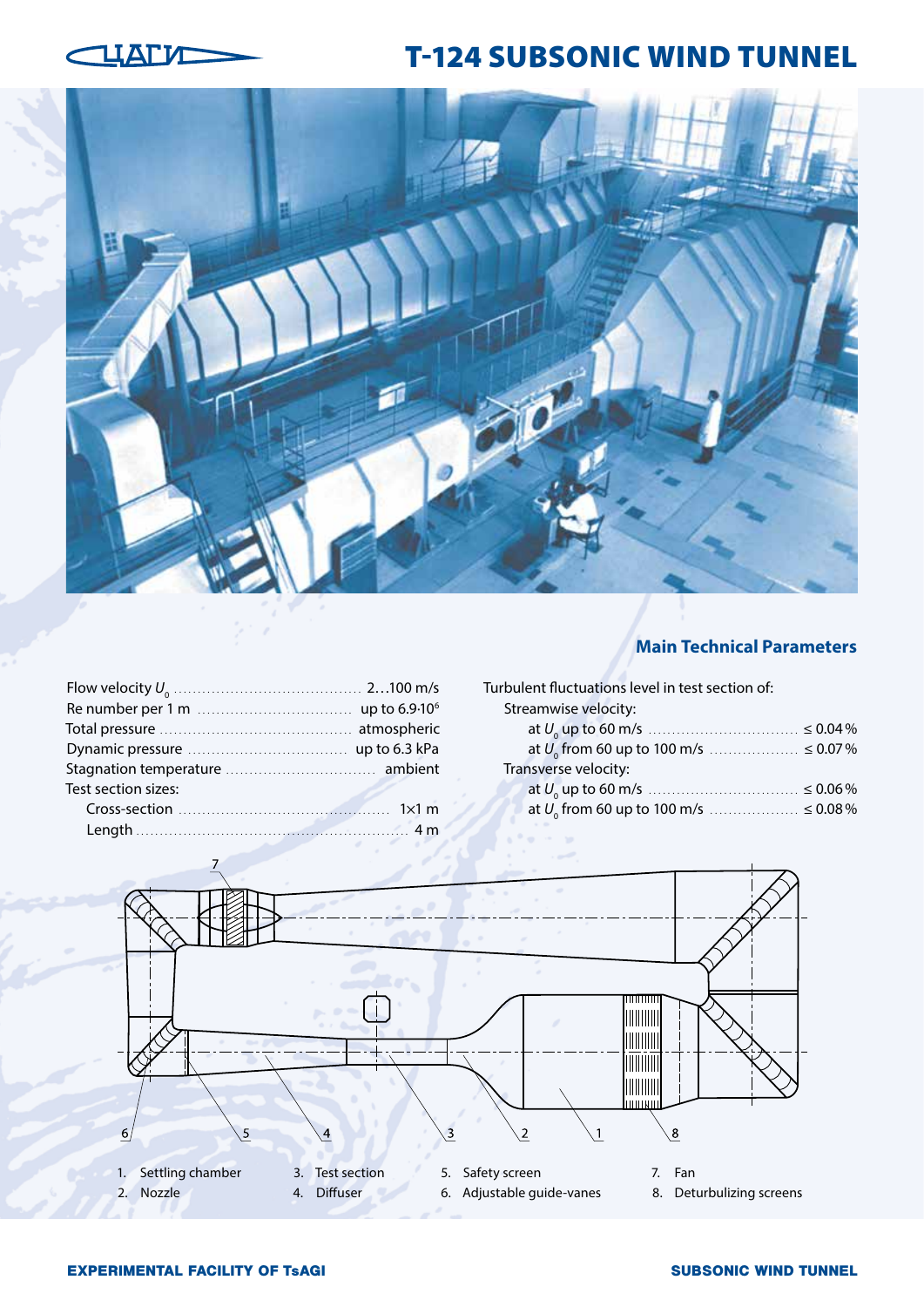# T-124 SUBSONIC WIND TUNNEL

## Main Technical Parameters

| Parameter | Value |
|---|---|
| Flow velocity $U_0$ | 2…100 m/s |
| Re number per 1 m | up to $6.9 \cdot 10^6$ |
| Total pressure | atmospheric |
| Dynamic pressure | up to 6.3 kPa |
| Stagnation temperature | ambient |
| Test section sizes: | |
| Cross-section | 1×1 m |
| Length | 4 m |

Turbulent fluctuations level in test section of:

| Parameter | Value |
|---|---|
| Streamwise velocity: | |
| at $U_0$ up to 60 m/s | ≤ 0.04 % |
| at $U_0$ from 60 up to 100 m/s | ≤ 0.07 % |
| Transverse velocity: | |
| at $U_0$ up to 60 m/s | ≤ 0.06 % |
| at $U_0$ from 60 up to 100 m/s | ≤ 0.08 % |

1. Settling chamber
2. Nozzle
3. Test section
4. Diffuser
5. Safety screen
6. Adjustable guide-vanes
7. Fan
8. Deturbulizing screens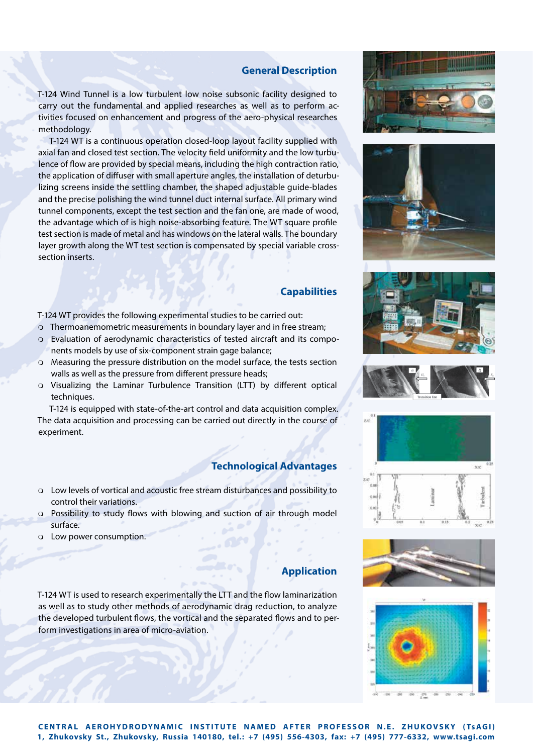## General Description

T-124 Wind Tunnel is a low turbulent low noise subsonic facility designed to carry out the fundamental and applied researches as well as to perform activities focused on enhancement and progress of the aero-physical researches methodology.

T-124 WT is a continuous operation closed-loop layout facility supplied with axial fan and closed test section. The velocity field uniformity and the low turbulence of flow are provided by special means, including the high contraction ratio, the application of diffuser with small aperture angles, the installation of deturbulizing screens inside the settling chamber, the shaped adjustable guide-blades and the precise polishing the wind tunnel duct internal surface. All primary wind tunnel components, except the test section and the fan one, are made of wood, the advantage which of is high noise-absorbing feature. The WT square profile test section is made of metal and has windows on the lateral walls. The boundary layer growth along the WT test section is compensated by special variable cross-section inserts.

## Capabilities

T-124 WT provides the following experimental studies to be carried out:

- Thermoanemometric measurements in boundary layer and in free stream;
- Evaluation of aerodynamic characteristics of tested aircraft and its components models by use of six-component strain gage balance;
- Measuring the pressure distribution on the model surface, the tests section walls as well as the pressure from different pressure heads;
- Visualizing the Laminar Turbulence Transition (LTT) by different optical techniques.

T-124 is equipped with state-of-the-art control and data acquisition complex. The data acquisition and processing can be carried out directly in the course of experiment.

## Technological Advantages

- Low levels of vortical and acoustic free stream disturbances and possibility to control their variations.
- Possibility to study flows with blowing and suction of air through model surface.
- Low power consumption.

## Application

T-124 WT is used to research experimentally the LTT and the flow laminarization as well as to study other methods of aerodynamic drag reduction, to analyze the developed turbulent flows, the vortical and the separated flows and to perform investigations in area of micro-aviation.

**CENTRAL AEROHYDRODYNAMIC INSTITUTE NAMED AFTER PROFESSOR N.E. ZHUKOVSKY (TsAGI)**
**1, Zhukovsky St., Zhukovsky, Russia 140180, tel.: +7 (495) 556-4303, fax: +7 (495) 777-6332, www.tsagi.com**